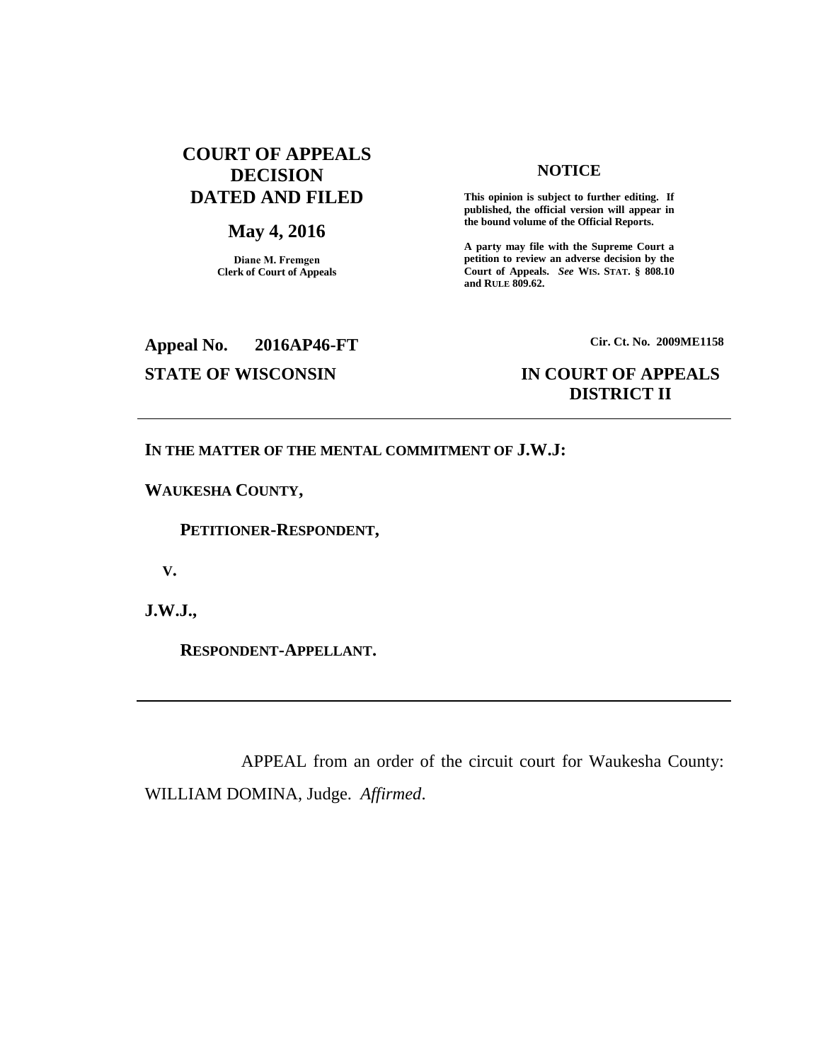**COURT OF APPEALS DECISION DATED AND FILED**

**May 4, 2016**

**Diane M. Fremgen**
**Clerk of Court of Appeals**

**NOTICE**

**This opinion is subject to further editing. If published, the official version will appear in the bound volume of the Official Reports.**

**A party may file with the Supreme Court a petition to review an adverse decision by the Court of Appeals.** ***See*** **WIS. STAT. § 808.10 and RULE 809.62.**

**Appeal No. 2016AP46-FT**

**Cir. Ct. No. 2009ME1158**

**STATE OF WISCONSIN**

**IN COURT OF APPEALS**
**DISTRICT II**

---

**IN THE MATTER OF THE MENTAL COMMITMENT OF J.W.J:**

**WAUKESHA COUNTY,**

**PETITIONER-RESPONDENT,**

**V.**

**J.W.J.,**

**RESPONDENT-APPELLANT.**

---

APPEAL from an order of the circuit court for Waukesha County: WILLIAM DOMINA, Judge. *Affirmed*.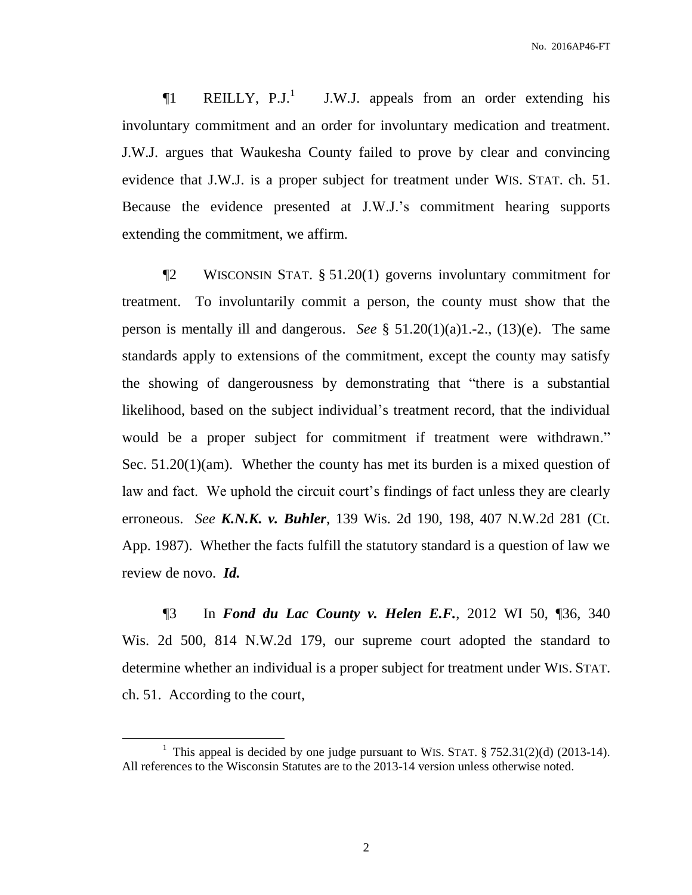¶1 REILLY, P.J.[1] J.W.J. appeals from an order extending his involuntary commitment and an order for involuntary medication and treatment. J.W.J. argues that Waukesha County failed to prove by clear and convincing evidence that J.W.J. is a proper subject for treatment under WIS. STAT. ch. 51. Because the evidence presented at J.W.J.'s commitment hearing supports extending the commitment, we affirm.

¶2 WISCONSIN STAT. § 51.20(1) governs involuntary commitment for treatment. To involuntarily commit a person, the county must show that the person is mentally ill and dangerous. *See* § 51.20(1)(a)1.-2., (13)(e). The same standards apply to extensions of the commitment, except the county may satisfy the showing of dangerousness by demonstrating that "there is a substantial likelihood, based on the subject individual's treatment record, that the individual would be a proper subject for commitment if treatment were withdrawn." Sec. 51.20(1)(am). Whether the county has met its burden is a mixed question of law and fact. We uphold the circuit court's findings of fact unless they are clearly erroneous. *See* ***K.N.K. v. Buhler***, 139 Wis. 2d 190, 198, 407 N.W.2d 281 (Ct. App. 1987). Whether the facts fulfill the statutory standard is a question of law we review de novo. ***Id.***

¶3 In ***Fond du Lac County v. Helen E.F.***, 2012 WI 50, ¶36, 340 Wis. 2d 500, 814 N.W.2d 179, our supreme court adopted the standard to determine whether an individual is a proper subject for treatment under WIS. STAT. ch. 51. According to the court,

[1] This appeal is decided by one judge pursuant to WIS. STAT. § 752.31(2)(d) (2013-14). All references to the Wisconsin Statutes are to the 2013-14 version unless otherwise noted.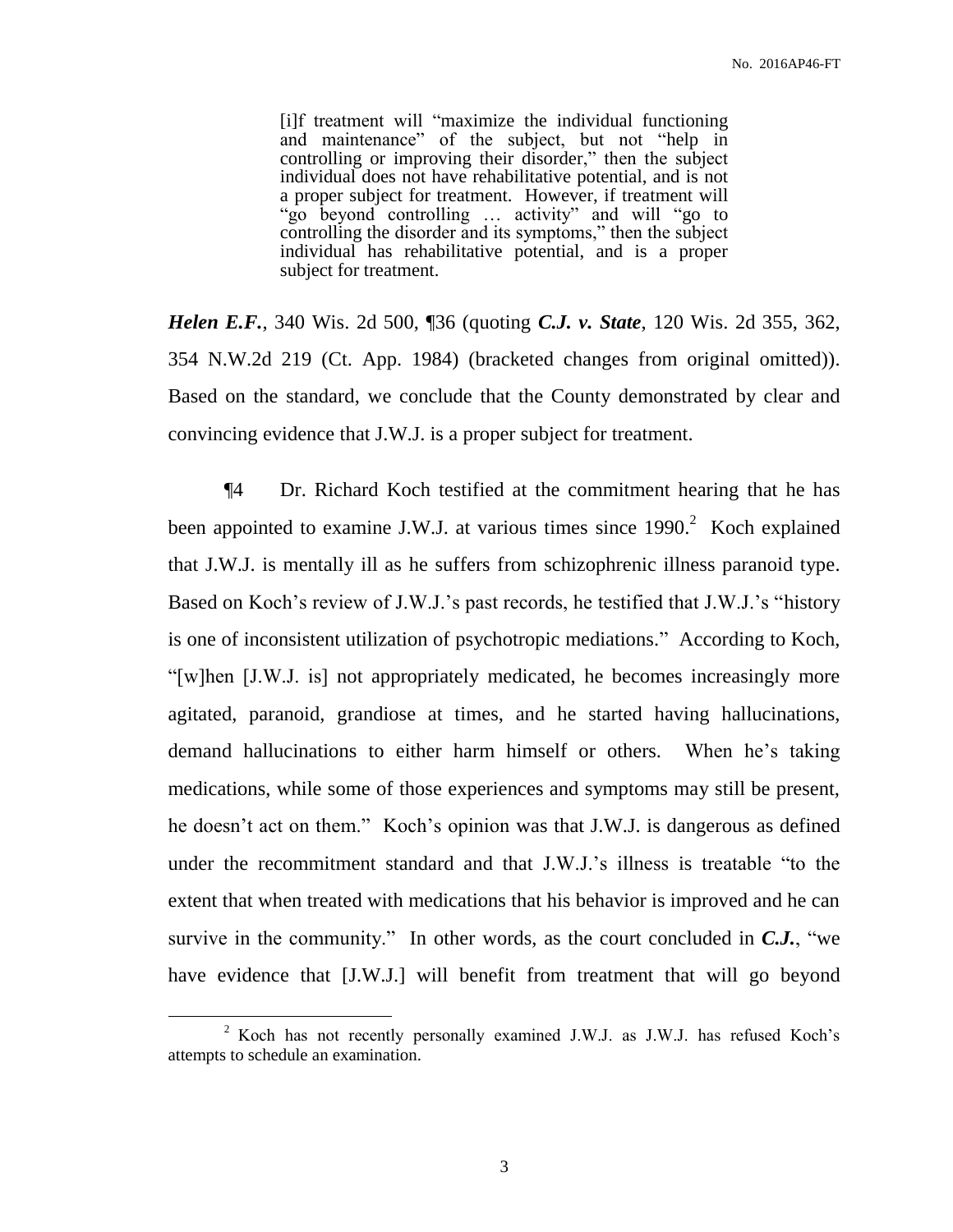> [i]f treatment will "maximize the individual functioning and maintenance" of the subject, but not "help in controlling or improving their disorder," then the subject individual does not have rehabilitative potential, and is not a proper subject for treatment. However, if treatment will "go beyond controlling … activity" and will "go to controlling the disorder and its symptoms," then the subject individual has rehabilitative potential, and is a proper subject for treatment.

***Helen E.F.***, 340 Wis. 2d 500, ¶36 (quoting ***C.J. v. State***, 120 Wis. 2d 355, 362, 354 N.W.2d 219 (Ct. App. 1984) (bracketed changes from original omitted)). Based on the standard, we conclude that the County demonstrated by clear and convincing evidence that J.W.J. is a proper subject for treatment.

¶4 Dr. Richard Koch testified at the commitment hearing that he has been appointed to examine J.W.J. at various times since 1990.[2] Koch explained that J.W.J. is mentally ill as he suffers from schizophrenic illness paranoid type. Based on Koch's review of J.W.J.'s past records, he testified that J.W.J.'s "history is one of inconsistent utilization of psychotropic mediations." According to Koch, "[w]hen [J.W.J. is] not appropriately medicated, he becomes increasingly more agitated, paranoid, grandiose at times, and he started having hallucinations, demand hallucinations to either harm himself or others. When he's taking medications, while some of those experiences and symptoms may still be present, he doesn't act on them." Koch's opinion was that J.W.J. is dangerous as defined under the recommitment standard and that J.W.J.'s illness is treatable "to the extent that when treated with medications that his behavior is improved and he can survive in the community." In other words, as the court concluded in ***C.J.***, "we have evidence that [J.W.J.] will benefit from treatment that will go beyond

[2] Koch has not recently personally examined J.W.J. as J.W.J. has refused Koch's attempts to schedule an examination.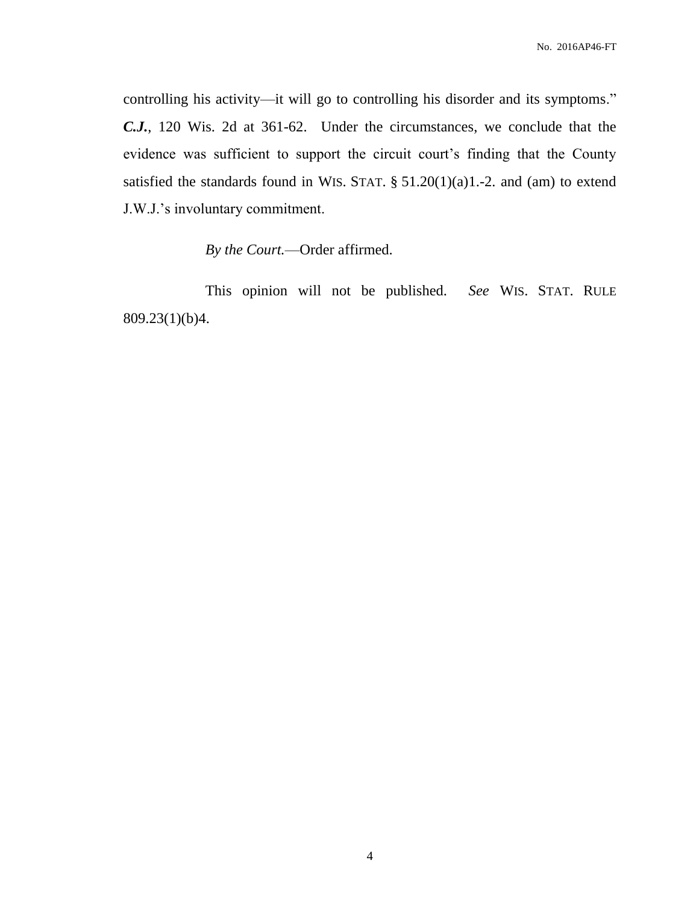controlling his activity—it will go to controlling his disorder and its symptoms." ***C.J.***, 120 Wis. 2d at 361-62. Under the circumstances, we conclude that the evidence was sufficient to support the circuit court's finding that the County satisfied the standards found in WIS. STAT. § 51.20(1)(a)1.-2. and (am) to extend J.W.J.'s involuntary commitment.

*By the Court.*—Order affirmed.

This opinion will not be published. *See* WIS. STAT. RULE 809.23(1)(b)4.